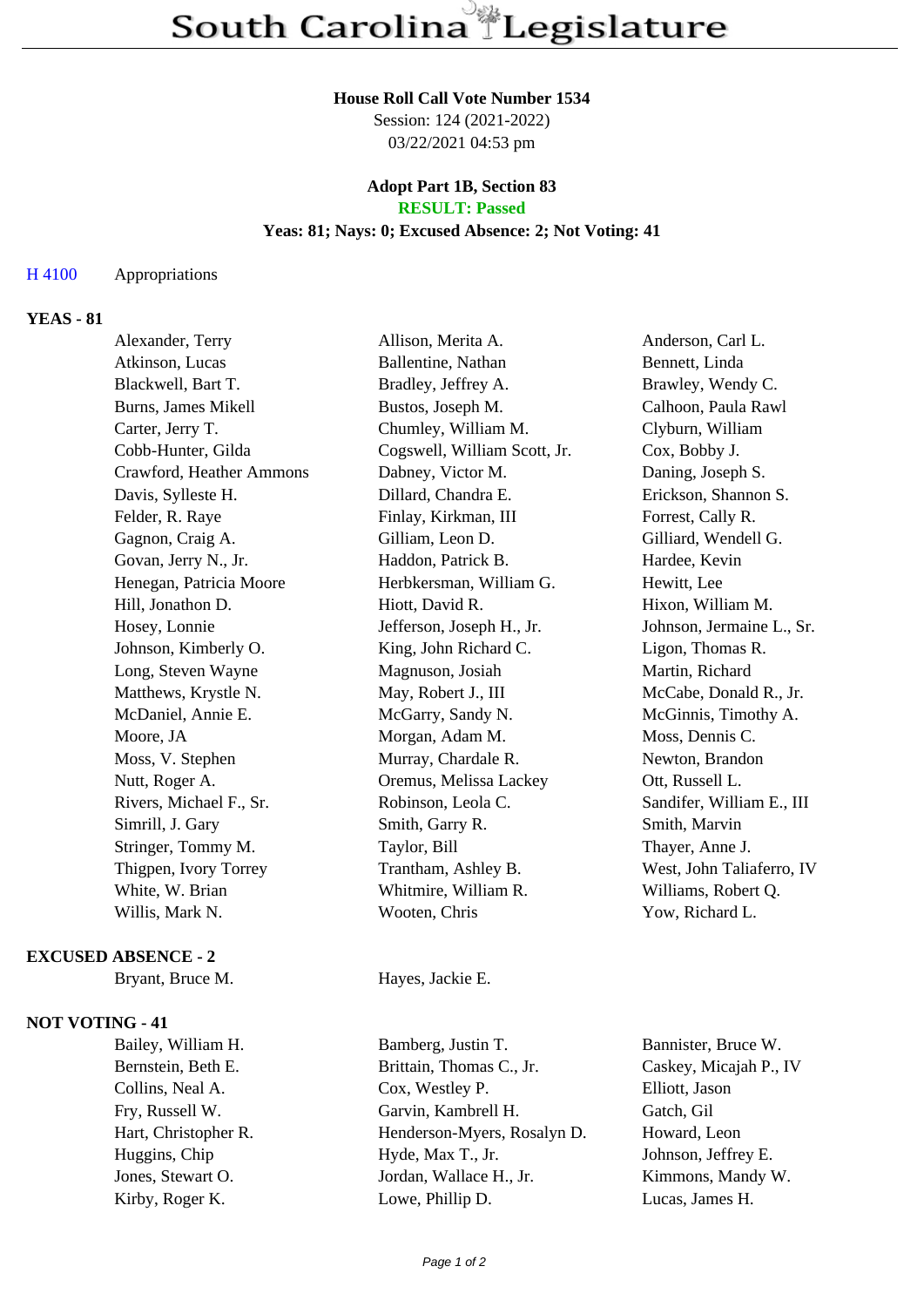# South Carolina Legislature

**House Roll Call Vote Number 1534**
Session: 124 (2021-2022)
03/22/2021 04:53 pm

**Adopt Part 1B, Section 83**
**RESULT: Passed**
**Yeas: 81; Nays: 0; Excused Absence: 2; Not Voting: 41**

H 4100 Appropriations

### YEAS - 81

| | | |
|---|---|---|
| Alexander, Terry | Allison, Merita A. | Anderson, Carl L. |
| Atkinson, Lucas | Ballentine, Nathan | Bennett, Linda |
| Blackwell, Bart T. | Bradley, Jeffrey A. | Brawley, Wendy C. |
| Burns, James Mikell | Bustos, Joseph M. | Calhoon, Paula Rawl |
| Carter, Jerry T. | Chumley, William M. | Clyburn, William |
| Cobb-Hunter, Gilda | Cogswell, William Scott, Jr. | Cox, Bobby J. |
| Crawford, Heather Ammons | Dabney, Victor M. | Daning, Joseph S. |
| Davis, Sylleste H. | Dillard, Chandra E. | Erickson, Shannon S. |
| Felder, R. Raye | Finlay, Kirkman, III | Forrest, Cally R. |
| Gagnon, Craig A. | Gilliam, Leon D. | Gilliard, Wendell G. |
| Govan, Jerry N., Jr. | Haddon, Patrick B. | Hardee, Kevin |
| Henegan, Patricia Moore | Herbkersman, William G. | Hewitt, Lee |
| Hill, Jonathon D. | Hiott, David R. | Hixon, William M. |
| Hosey, Lonnie | Jefferson, Joseph H., Jr. | Johnson, Jermaine L., Sr. |
| Johnson, Kimberly O. | King, John Richard C. | Ligon, Thomas R. |
| Long, Steven Wayne | Magnuson, Josiah | Martin, Richard |
| Matthews, Krystle N. | May, Robert J., III | McCabe, Donald R., Jr. |
| McDaniel, Annie E. | McGarry, Sandy N. | McGinnis, Timothy A. |
| Moore, JA | Morgan, Adam M. | Moss, Dennis C. |
| Moss, V. Stephen | Murray, Chardale R. | Newton, Brandon |
| Nutt, Roger A. | Oremus, Melissa Lackey | Ott, Russell L. |
| Rivers, Michael F., Sr. | Robinson, Leola C. | Sandifer, William E., III |
| Simrill, J. Gary | Smith, Garry R. | Smith, Marvin |
| Stringer, Tommy M. | Taylor, Bill | Thayer, Anne J. |
| Thigpen, Ivory Torrey | Trantham, Ashley B. | West, John Taliaferro, IV |
| White, W. Brian | Whitmire, William R. | Williams, Robert Q. |
| Willis, Mark N. | Wooten, Chris | Yow, Richard L. |

### EXCUSED ABSENCE - 2

| | |
|---|---|
| Bryant, Bruce M. | Hayes, Jackie E. |

### NOT VOTING - 41

| | | |
|---|---|---|
| Bailey, William H. | Bamberg, Justin T. | Bannister, Bruce W. |
| Bernstein, Beth E. | Brittain, Thomas C., Jr. | Caskey, Micajah P., IV |
| Collins, Neal A. | Cox, Westley P. | Elliott, Jason |
| Fry, Russell W. | Garvin, Kambrell H. | Gatch, Gil |
| Hart, Christopher R. | Henderson-Myers, Rosalyn D. | Howard, Leon |
| Huggins, Chip | Hyde, Max T., Jr. | Johnson, Jeffrey E. |
| Jones, Stewart O. | Jordan, Wallace H., Jr. | Kimmons, Mandy W. |
| Kirby, Roger K. | Lowe, Phillip D. | Lucas, James H. |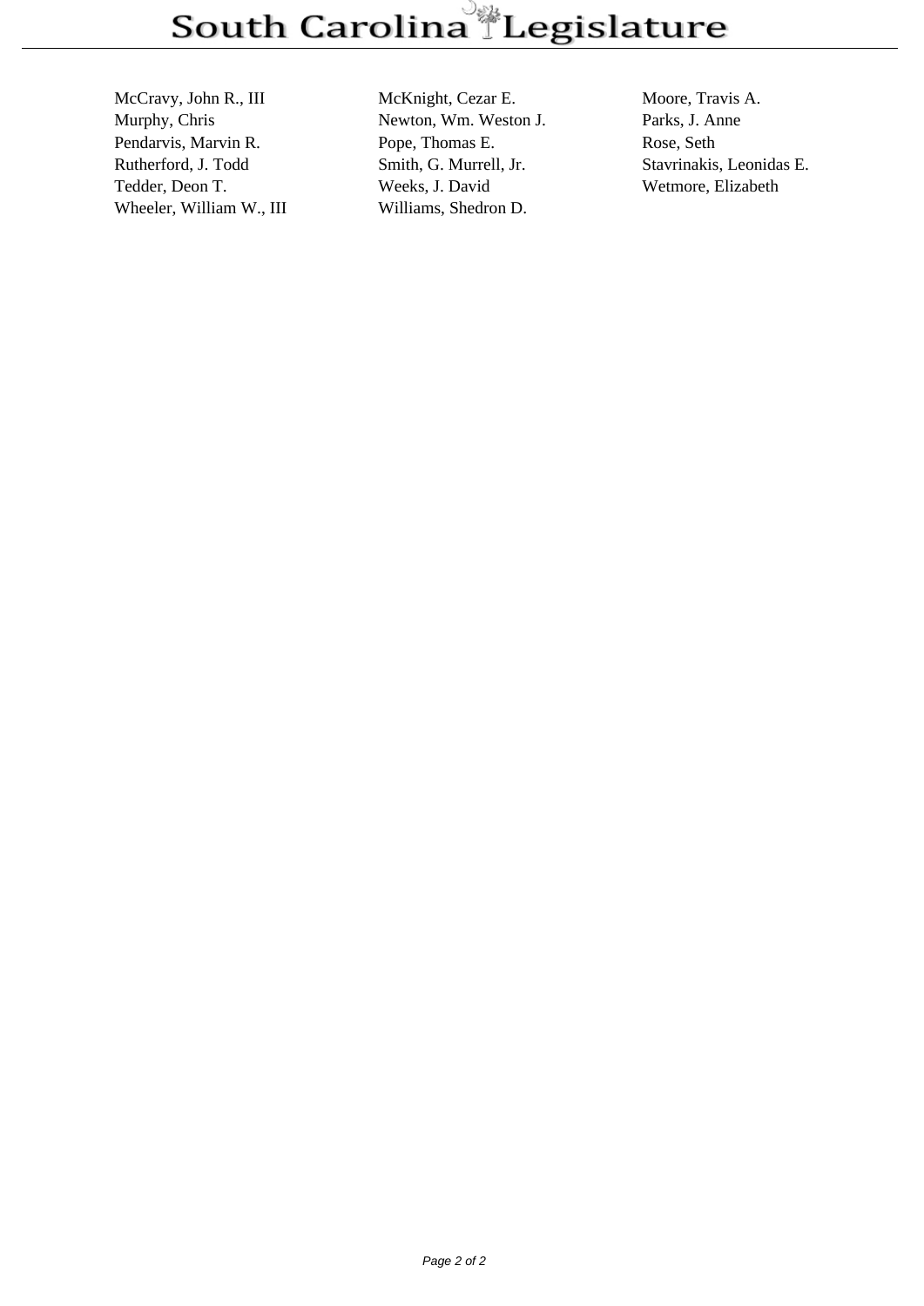McCravy, John R., III
McKnight, Cezar E.
Moore, Travis A.
Murphy, Chris
Newton, Wm. Weston J.
Parks, J. Anne
Pendarvis, Marvin R.
Pope, Thomas E.
Rose, Seth
Rutherford, J. Todd
Smith, G. Murrell, Jr.
Stavrinakis, Leonidas E.
Tedder, Deon T.
Weeks, J. David
Wetmore, Elizabeth
Wheeler, William W., III
Williams, Shedron D.